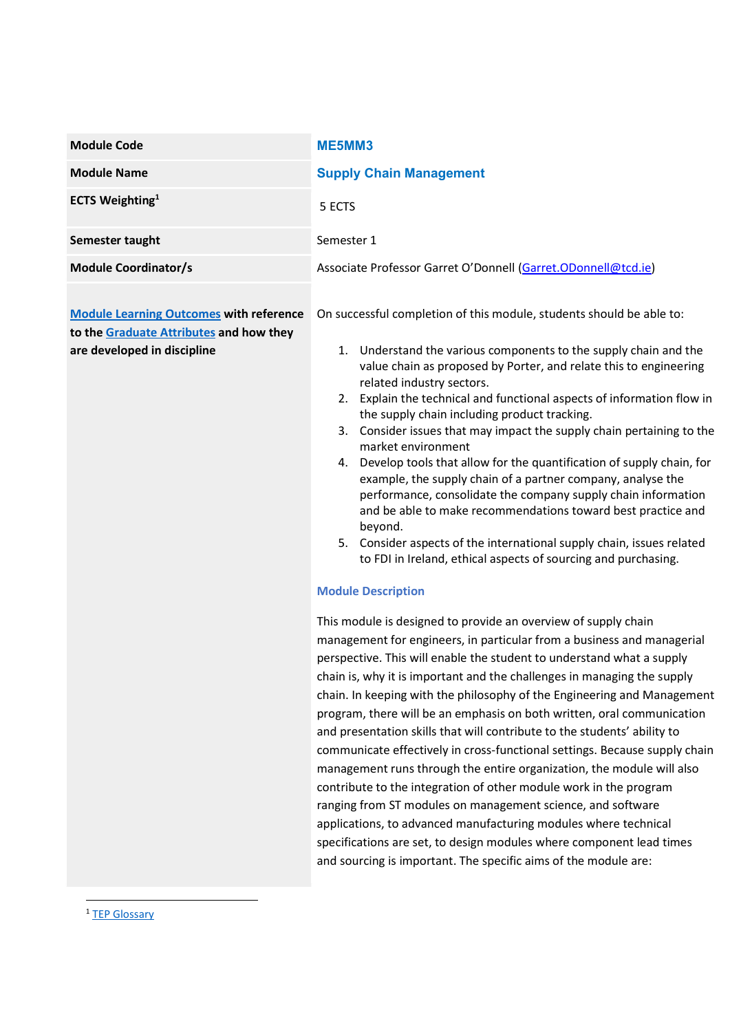| | |
|---|---|
| **Module Code** | **ME5MM3** |
| **Module Name** | **Supply Chain Management** |
| **ECTS Weighting**[1] | 5 ECTS |
| **Semester taught** | Semester 1 |
| **Module Coordinator/s** | Associate Professor Garret O'Donnell (Garret.ODonnell@tcd.ie) |

**Module Learning Outcomes with reference to the Graduate Attributes and how they are developed in discipline**

On successful completion of this module, students should be able to:

1. Understand the various components to the supply chain and the value chain as proposed by Porter, and relate this to engineering related industry sectors.
2. Explain the technical and functional aspects of information flow in the supply chain including product tracking.
3. Consider issues that may impact the supply chain pertaining to the market environment
4. Develop tools that allow for the quantification of supply chain, for example, the supply chain of a partner company, analyse the performance, consolidate the company supply chain information and be able to make recommendations toward best practice and beyond.
5. Consider aspects of the international supply chain, issues related to FDI in Ireland, ethical aspects of sourcing and purchasing.

### Module Description

This module is designed to provide an overview of supply chain management for engineers, in particular from a business and managerial perspective. This will enable the student to understand what a supply chain is, why it is important and the challenges in managing the supply chain. In keeping with the philosophy of the Engineering and Management program, there will be an emphasis on both written, oral communication and presentation skills that will contribute to the students' ability to communicate effectively in cross-functional settings. Because supply chain management runs through the entire organization, the module will also contribute to the integration of other module work in the program ranging from ST modules on management science, and software applications, to advanced manufacturing modules where technical specifications are set, to design modules where component lead times and sourcing is important. The specific aims of the module are:

[1] TEP Glossary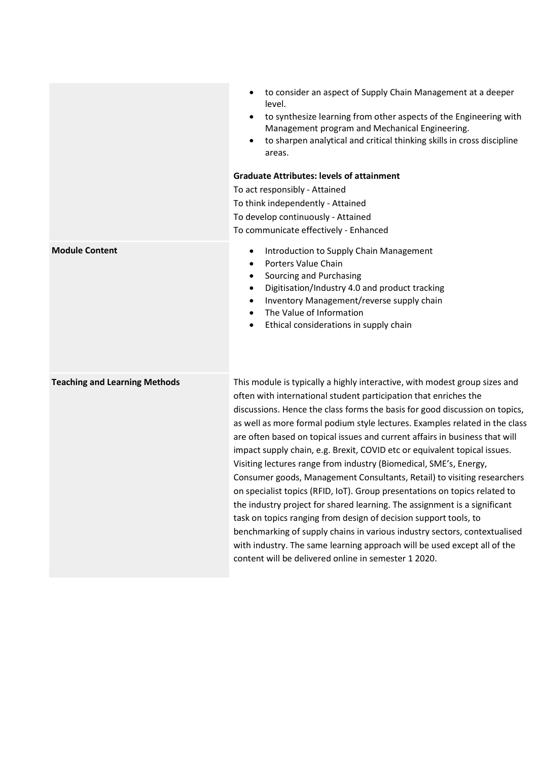| | |
|---|---|
| | • to consider an aspect of Supply Chain Management at a deeper level.<br>• to synthesize learning from other aspects of the Engineering with Management program and Mechanical Engineering.<br>• to sharpen analytical and critical thinking skills in cross discipline areas.<br><br>**Graduate Attributes: levels of attainment**<br>To act responsibly - Attained<br>To think independently - Attained<br>To develop continuously - Attained<br>To communicate effectively - Enhanced |
| **Module Content** | • Introduction to Supply Chain Management<br>• Porters Value Chain<br>• Sourcing and Purchasing<br>• Digitisation/Industry 4.0 and product tracking<br>• Inventory Management/reverse supply chain<br>• The Value of Information<br>• Ethical considerations in supply chain |
| **Teaching and Learning Methods** | This module is typically a highly interactive, with modest group sizes and often with international student participation that enriches the discussions. Hence the class forms the basis for good discussion on topics, as well as more formal podium style lectures. Examples related in the class are often based on topical issues and current affairs in business that will impact supply chain, e.g. Brexit, COVID etc or equivalent topical issues. Visiting lectures range from industry (Biomedical, SME's, Energy, Consumer goods, Management Consultants, Retail) to visiting researchers on specialist topics (RFID, IoT). Group presentations on topics related to the industry project for shared learning. The assignment is a significant task on topics ranging from design of decision support tools, to benchmarking of supply chains in various industry sectors, contextualised with industry. The same learning approach will be used except all of the content will be delivered online in semester 1 2020. |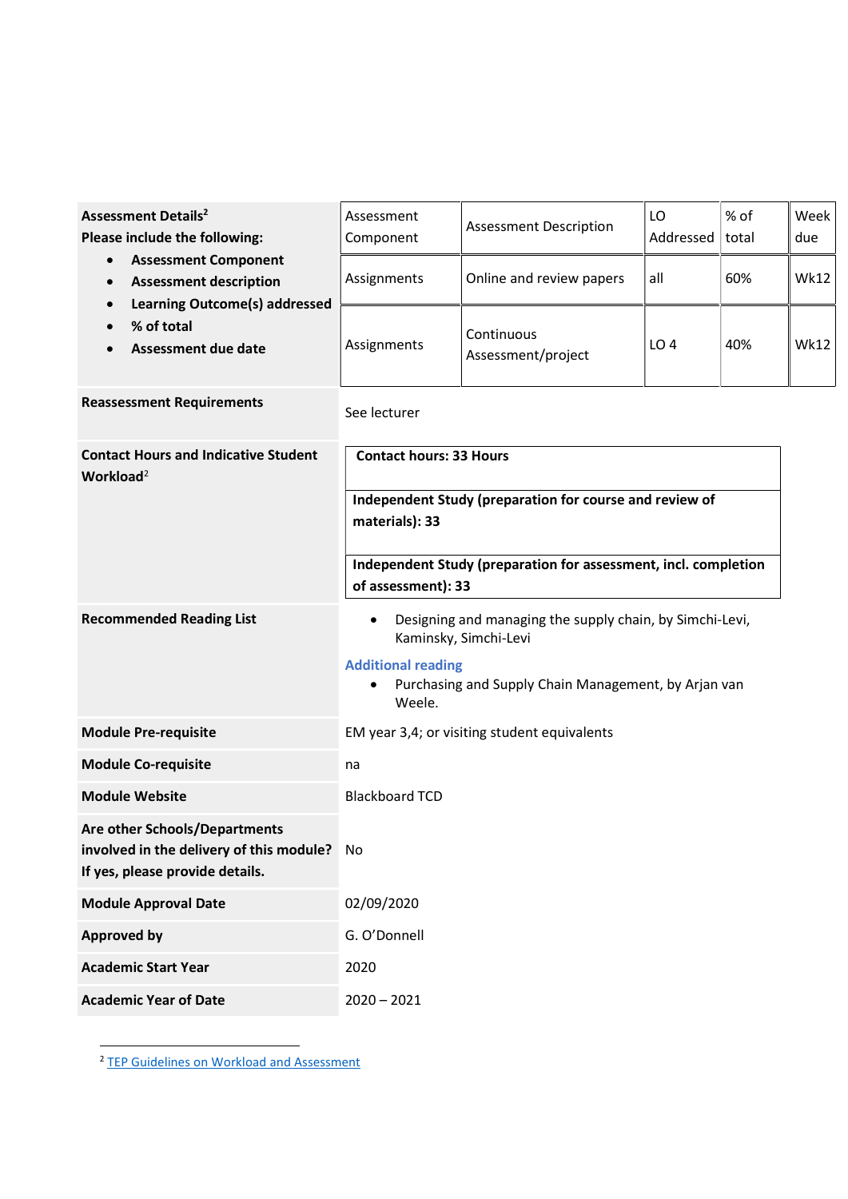| | | | | | |
|---|---|---|---|---|---|
| **Assessment Details**[2]<br>**Please include the following:**<br>• **Assessment Component**<br>• **Assessment description**<br>• **Learning Outcome(s) addressed**<br>• **% of total**<br>• **Assessment due date** | Assessment Component | Assessment Description | LO Addressed | % of total | Week due |
| | Assignments | Online and review papers | all | 60% | Wk12 |
| | Assignments | Continuous Assessment/project | LO 4 | 40% | Wk12 |
| **Reassessment Requirements** | See lecturer | | | | |
| **Contact Hours and Indicative Student Workload**[2] | **Contact hours: 33 Hours**<br>**Independent Study (preparation for course and review of materials): 33**<br>**Independent Study (preparation for assessment, incl. completion of assessment): 33** | | | | |
| **Recommended Reading List** | • Designing and managing the supply chain, by Simchi-Levi, Kaminsky, Simchi-Levi<br>**Additional reading**<br>• Purchasing and Supply Chain Management, by Arjan van Weele. | | | | |
| **Module Pre-requisite** | EM year 3,4; or visiting student equivalents | | | | |
| **Module Co-requisite** | na | | | | |
| **Module Website** | Blackboard TCD | | | | |
| **Are other Schools/Departments involved in the delivery of this module? If yes, please provide details.** | No | | | | |
| **Module Approval Date** | 02/09/2020 | | | | |
| **Approved by** | G. O'Donnell | | | | |
| **Academic Start Year** | 2020 | | | | |
| **Academic Year of Date** | 2020 – 2021 | | | | |

[2] TEP Guidelines on Workload and Assessment